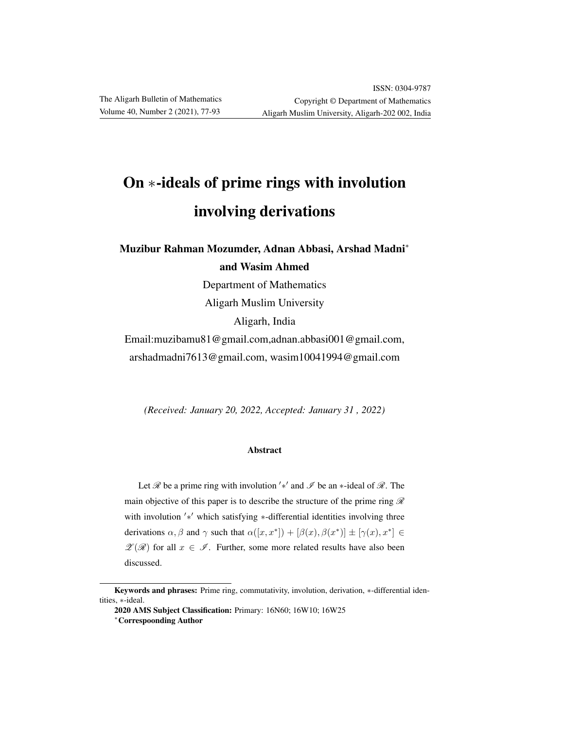# On $*$-ideals of prime rings with involution involving derivations

**Muzibur Rahman Mozumder, Adnan Abbasi, Arshad Madni[*] and Wasim Ahmed**

Department of Mathematics

Aligarh Muslim University

Aligarh, India

Email:muzibamu81@gmail.com,adnan.abbasi001@gmail.com, arshadmadni7613@gmail.com, wasim10041994@gmail.com

*(Received: January 20, 2022, Accepted: January 31 , 2022)*

### Abstract

Let $\mathscr{R}$ be a prime ring with involution $'*'$ and $\mathscr{I}$ be an $*$-ideal of $\mathscr{R}$. The main objective of this paper is to describe the structure of the prime ring $\mathscr{R}$ with involution $'*'$ which satisfying $*$-differential identities involving three derivations $\alpha, \beta$ and $\gamma$ such that $\alpha([x, x^*]) + [\beta(x), \beta(x^*)] \pm [\gamma(x), x^*] \in \mathscr{Z}(\mathscr{R})$ for all $x \in \mathscr{I}$. Further, some more related results have also been discussed.

---

**Keywords and phrases:** Prime ring, commutativity, involution, derivation, $*$-differential identities, $*$-ideal.

**2020 AMS Subject Classification:** Primary: 16N60; 16W10; 16W25

[*]**Correspooding Author**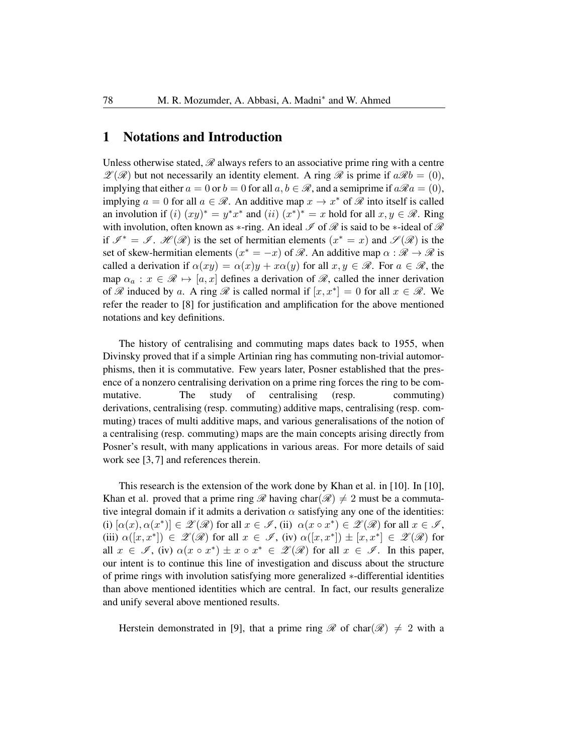## 1 Notations and Introduction

Unless otherwise stated, $\mathscr{R}$ always refers to an associative prime ring with a centre $\mathscr{Z}(\mathscr{R})$ but not necessarily an identity element. A ring $\mathscr{R}$ is prime if $a\mathscr{R}b = (0)$, implying that either $a = 0$ or $b = 0$ for all $a, b \in \mathscr{R}$, and a semiprime if $a\mathscr{R}a = (0)$, implying $a = 0$ for all $a \in \mathscr{R}$. An additive map $x \to x^*$ of $\mathscr{R}$ into itself is called an involution if $(i)$ $(xy)^* = y^*x^*$ and $(ii)$ $(x^*)^* = x$ hold for all $x, y \in \mathscr{R}$. Ring with involution, often known as $*$-ring. An ideal $\mathscr{I}$ of $\mathscr{R}$ is said to be $*$-ideal of $\mathscr{R}$ if $\mathscr{I}^* = \mathscr{I}$. $\mathscr{H}(\mathscr{R})$ is the set of hermitian elements ($x^* = x$) and $\mathscr{S}(\mathscr{R})$ is the set of skew-hermitian elements ($x^* = -x$) of $\mathscr{R}$. An additive map $\alpha : \mathscr{R} \to \mathscr{R}$ is called a derivation if $\alpha(xy) = \alpha(x)y + x\alpha(y)$ for all $x, y \in \mathscr{R}$. For $a \in \mathscr{R}$, the map $\alpha_a : x \in \mathscr{R} \mapsto [a, x]$ defines a derivation of $\mathscr{R}$, called the inner derivation of $\mathscr{R}$ induced by $a$. A ring $\mathscr{R}$ is called normal if $[x, x^*] = 0$ for all $x \in \mathscr{R}$. We refer the reader to [8] for justification and amplification for the above mentioned notations and key definitions.

The history of centralising and commuting maps dates back to 1955, when Divinsky proved that if a simple Artinian ring has commuting non-trivial automorphisms, then it is commutative. Few years later, Posner established that the presence of a nonzero centralising derivation on a prime ring forces the ring to be commutative. The study of centralising (resp. commuting) derivations, centralising (resp. commuting) additive maps, centralising (resp. commuting) traces of multi additive maps, and various generalisations of the notion of a centralising (resp. commuting) maps are the main concepts arising directly from Posner's result, with many applications in various areas. For more details of said work see [3, 7] and references therein.

This research is the extension of the work done by Khan et al. in [10]. In [10], Khan et al. proved that a prime ring $\mathscr{R}$ having char$(\mathscr{R}) \neq 2$ must be a commutative integral domain if it admits a derivation $\alpha$ satisfying any one of the identities: (i) $[\alpha(x), \alpha(x^*)] \in \mathscr{Z}(\mathscr{R})$ for all $x \in \mathscr{I}$, (ii) $\alpha(x \circ x^*) \in \mathscr{Z}(\mathscr{R})$ for all $x \in \mathscr{I}$, (iii) $\alpha([x, x^*]) \in \mathscr{Z}(\mathscr{R})$ for all $x \in \mathscr{I}$, (iv) $\alpha([x, x^*]) \pm [x, x^*] \in \mathscr{Z}(\mathscr{R})$ for all $x \in \mathscr{I}$, (iv) $\alpha(x \circ x^*) \pm x \circ x^* \in \mathscr{Z}(\mathscr{R})$ for all $x \in \mathscr{I}$. In this paper, our intent is to continue this line of investigation and discuss about the structure of prime rings with involution satisfying more generalized $*$-differential identities than above mentioned identities which are central. In fact, our results generalize and unify several above mentioned results.

Herstein demonstrated in [9], that a prime ring $\mathscr{R}$ of char$(\mathscr{R}) \neq 2$ with a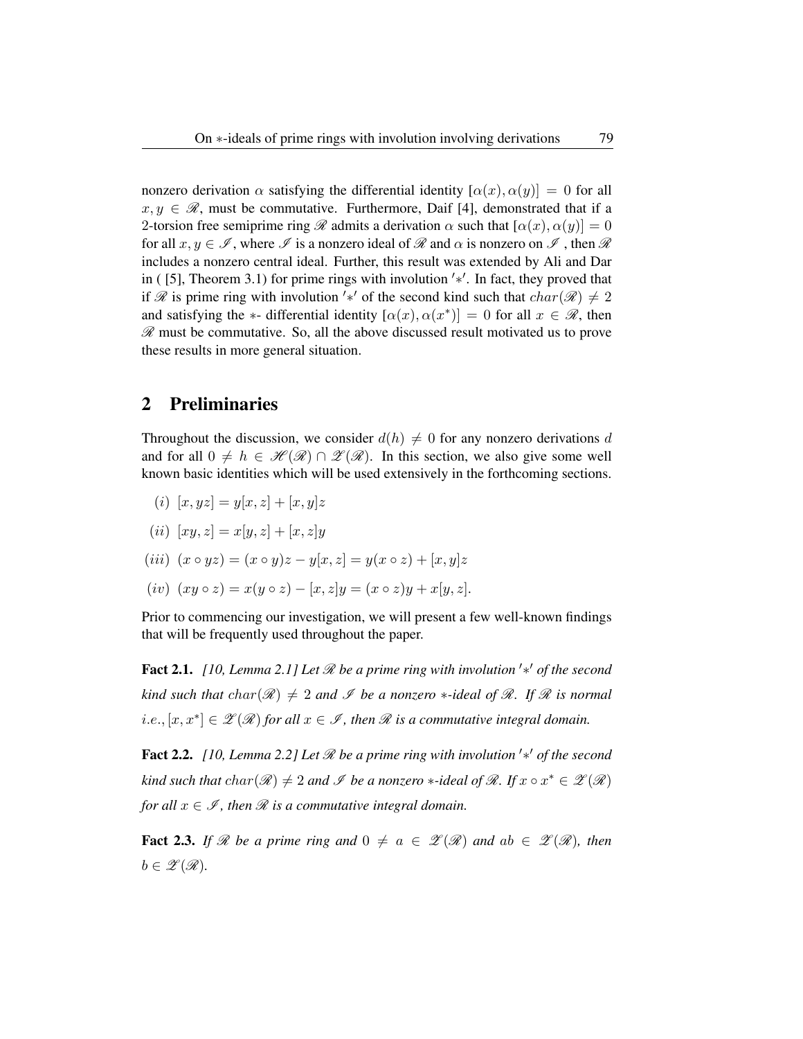nonzero derivation $\alpha$ satisfying the differential identity $[\alpha(x), \alpha(y)] = 0$ for all $x, y \in \mathscr{R}$, must be commutative. Furthermore, Daif [4], demonstrated that if a 2-torsion free semiprime ring $\mathscr{R}$ admits a derivation $\alpha$ such that $[\alpha(x), \alpha(y)] = 0$ for all $x, y \in \mathscr{I}$, where $\mathscr{I}$ is a nonzero ideal of $\mathscr{R}$ and $\alpha$ is nonzero on $\mathscr{I}$ , then $\mathscr{R}$ includes a nonzero central ideal. Further, this result was extended by Ali and Dar in ( [5], Theorem 3.1) for prime rings with involution $'*'$. In fact, they proved that if $\mathscr{R}$ is prime ring with involution $'*'$ of the second kind such that $char(\mathscr{R}) \neq 2$ and satisfying the $*$- differential identity $[\alpha(x), \alpha(x^*)] = 0$ for all $x \in \mathscr{R}$, then $\mathscr{R}$ must be commutative. So, all the above discussed result motivated us to prove these results in more general situation.

## 2 Preliminaries

Throughout the discussion, we consider $d(h) \neq 0$ for any nonzero derivations $d$ and for all $0 \neq h \in \mathscr{H}(\mathscr{R}) \cap \mathscr{Z}(\mathscr{R})$. In this section, we also give some well known basic identities which will be used extensively in the forthcoming sections.

$(i)$ $[x, yz] = y[x, z] + [x, y]z$

$(ii)$ $[xy, z] = x[y, z] + [x, z]y$

$(iii)$ $(x \circ yz) = (x \circ y)z - y[x, z] = y(x \circ z) + [x, y]z$

$(iv)$ $(xy \circ z) = x(y \circ z) - [x, z]y = (x \circ z)y + x[y, z]$.

Prior to commencing our investigation, we will present a few well-known findings that will be frequently used throughout the paper.

**Fact 2.1.** *[10, Lemma 2.1] Let $\mathscr{R}$ be a prime ring with involution $'*'$ of the second kind such that $char(\mathscr{R}) \neq 2$ and $\mathscr{I}$ be a nonzero $*$-ideal of $\mathscr{R}$. If $\mathscr{R}$ is normal i.e., $[x, x^*] \in \mathscr{Z}(\mathscr{R})$ for all $x \in \mathscr{I}$, then $\mathscr{R}$ is a commutative integral domain.*

**Fact 2.2.** *[10, Lemma 2.2] Let $\mathscr{R}$ be a prime ring with involution $'*'$ of the second kind such that $char(\mathscr{R}) \neq 2$ and $\mathscr{I}$ be a nonzero $*$-ideal of $\mathscr{R}$. If $x \circ x^* \in \mathscr{Z}(\mathscr{R})$ for all $x \in \mathscr{I}$, then $\mathscr{R}$ is a commutative integral domain.*

**Fact 2.3.** *If $\mathscr{R}$ be a prime ring and $0 \neq a \in \mathscr{Z}(\mathscr{R})$ and $ab \in \mathscr{Z}(\mathscr{R})$, then $b \in \mathscr{Z}(\mathscr{R})$.*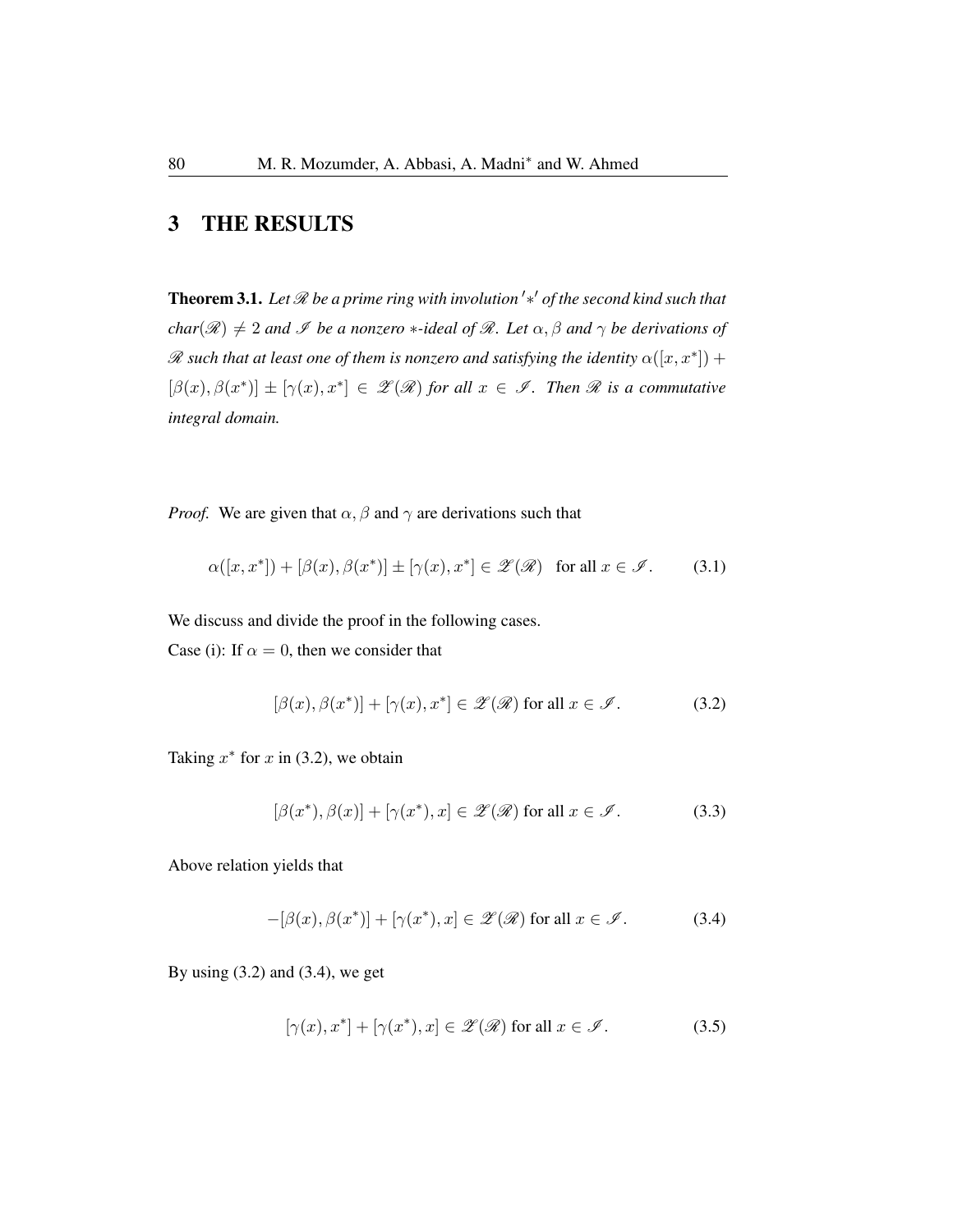## 3 THE RESULTS

**Theorem 3.1.** *Let $\mathscr{R}$ be a prime ring with involution $'*'$ of the second kind such that char($\mathscr{R}$) $\neq 2$ and $\mathscr{I}$ be a nonzero $*$-ideal of $\mathscr{R}$. Let $\alpha, \beta$ and $\gamma$ be derivations of $\mathscr{R}$ such that at least one of them is nonzero and satisfying the identity $\alpha([x, x^*]) + [\beta(x), \beta(x^*)] \pm [\gamma(x), x^*] \in \mathscr{Z}(\mathscr{R})$ for all $x \in \mathscr{I}$. Then $\mathscr{R}$ is a commutative integral domain.*

*Proof.* We are given that $\alpha, \beta$ and $\gamma$ are derivations such that

$$\alpha([x, x^*]) + [\beta(x), \beta(x^*)] \pm [\gamma(x), x^*] \in \mathscr{Z}(\mathscr{R}) \quad \text{for all } x \in \mathscr{I}. \tag{3.1}$$

We discuss and divide the proof in the following cases.

Case (i): If $\alpha = 0$, then we consider that

$$[\beta(x), \beta(x^*)] + [\gamma(x), x^*] \in \mathscr{Z}(\mathscr{R}) \text{ for all } x \in \mathscr{I}. \tag{3.2}$$

Taking $x^*$ for $x$ in (3.2), we obtain

$$[\beta(x^*), \beta(x)] + [\gamma(x^*), x] \in \mathscr{Z}(\mathscr{R}) \text{ for all } x \in \mathscr{I}. \tag{3.3}$$

Above relation yields that

$$-[\beta(x), \beta(x^*)] + [\gamma(x^*), x] \in \mathscr{Z}(\mathscr{R}) \text{ for all } x \in \mathscr{I}. \tag{3.4}$$

By using (3.2) and (3.4), we get

$$[\gamma(x), x^*] + [\gamma(x^*), x] \in \mathscr{Z}(\mathscr{R}) \text{ for all } x \in \mathscr{I}. \tag{3.5}$$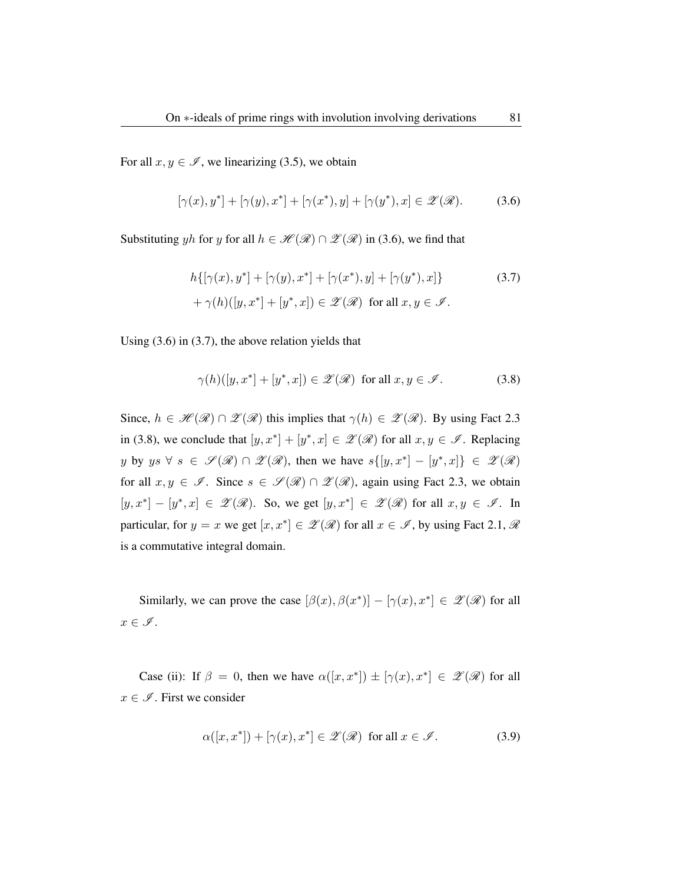For all $x, y \in \mathscr{I}$, we linearizing (3.5), we obtain

$$[\gamma(x), y^*] + [\gamma(y), x^*] + [\gamma(x^*), y] + [\gamma(y^*), x] \in \mathscr{Z}(\mathscr{R}). \tag{3.6}$$

Substituting $yh$ for $y$ for all $h \in \mathscr{H}(\mathscr{R}) \cap \mathscr{Z}(\mathscr{R})$ in (3.6), we find that

$$\begin{aligned} &h\{[\gamma(x), y^*] + [\gamma(y), x^*] + [\gamma(x^*), y] + [\gamma(y^*), x]\} \\ &+ \gamma(h)([y, x^*] + [y^*, x]) \in \mathscr{Z}(\mathscr{R}) \text{ for all } x, y \in \mathscr{I}. \end{aligned} \tag{3.7}$$

Using (3.6) in (3.7), the above relation yields that

$$\gamma(h)([y, x^*] + [y^*, x]) \in \mathscr{Z}(\mathscr{R}) \text{ for all } x, y \in \mathscr{I}. \tag{3.8}$$

Since, $h \in \mathscr{H}(\mathscr{R}) \cap \mathscr{Z}(\mathscr{R})$ this implies that $\gamma(h) \in \mathscr{Z}(\mathscr{R})$. By using Fact 2.3 in (3.8), we conclude that $[y, x^*] + [y^*, x] \in \mathscr{Z}(\mathscr{R})$ for all $x, y \in \mathscr{I}$. Replacing $y$ by $ys$ $\forall$ $s \in \mathscr{S}(\mathscr{R}) \cap \mathscr{Z}(\mathscr{R})$, then we have $s\{[y, x^*] - [y^*, x]\} \in \mathscr{Z}(\mathscr{R})$ for all $x, y \in \mathscr{I}$. Since $s \in \mathscr{S}(\mathscr{R}) \cap \mathscr{Z}(\mathscr{R})$, again using Fact 2.3, we obtain $[y, x^*] - [y^*, x] \in \mathscr{Z}(\mathscr{R})$. So, we get $[y, x^*] \in \mathscr{Z}(\mathscr{R})$ for all $x, y \in \mathscr{I}$. In particular, for $y = x$ we get $[x, x^*] \in \mathscr{Z}(\mathscr{R})$ for all $x \in \mathscr{I}$, by using Fact 2.1, $\mathscr{R}$ is a commutative integral domain.

Similarly, we can prove the case $[\beta(x), \beta(x^*)] - [\gamma(x), x^*] \in \mathscr{Z}(\mathscr{R})$ for all $x \in \mathscr{I}$.

Case (ii): If $\beta = 0$, then we have $\alpha([x, x^*]) \pm [\gamma(x), x^*] \in \mathscr{Z}(\mathscr{R})$ for all $x \in \mathscr{I}$. First we consider

$$\alpha([x, x^*]) + [\gamma(x), x^*] \in \mathscr{Z}(\mathscr{R}) \text{ for all } x \in \mathscr{I}. \tag{3.9}$$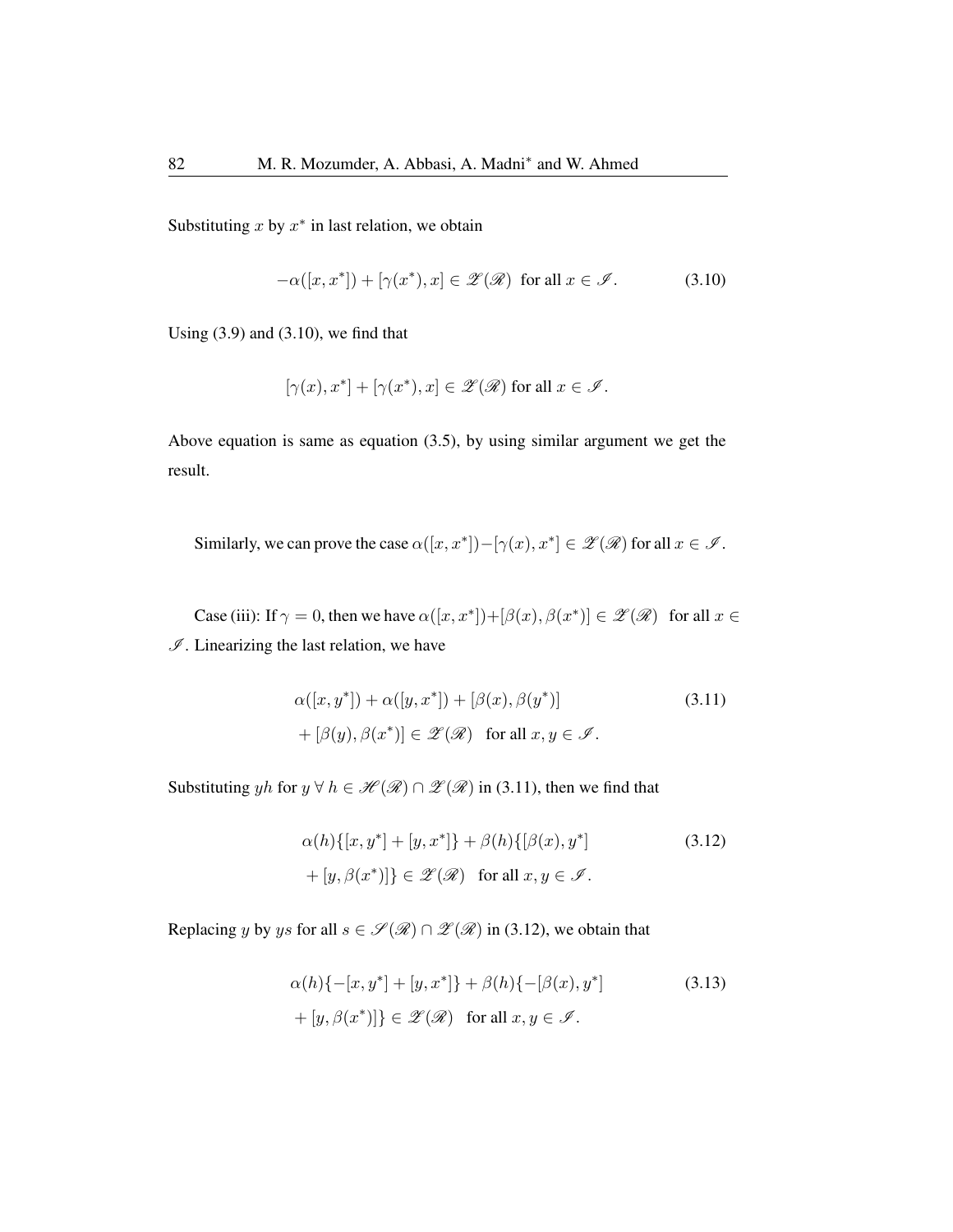Substituting $x$ by $x^*$ in last relation, we obtain

$$-\alpha([x, x^*]) + [\gamma(x^*), x] \in \mathscr{Z}(\mathscr{R}) \text{ for all } x \in \mathscr{I}. \tag{3.10}$$

Using (3.9) and (3.10), we find that

$$[\gamma(x), x^*] + [\gamma(x^*), x] \in \mathscr{Z}(\mathscr{R}) \text{ for all } x \in \mathscr{I}.$$

Above equation is same as equation (3.5), by using similar argument we get the result.

Similarly, we can prove the case $\alpha([x, x^*]) - [\gamma(x), x^*] \in \mathscr{Z}(\mathscr{R})$ for all $x \in \mathscr{I}$.

Case (iii): If $\gamma = 0$, then we have $\alpha([x, x^*]) + [\beta(x), \beta(x^*)] \in \mathscr{Z}(\mathscr{R})$ for all $x \in \mathscr{I}$. Linearizing the last relation, we have

$$\begin{aligned} &\alpha([x, y^*]) + \alpha([y, x^*]) + [\beta(x), \beta(y^*)] \\ &+ [\beta(y), \beta(x^*)] \in \mathscr{Z}(\mathscr{R}) \quad \text{for all } x, y \in \mathscr{I}. \end{aligned} \tag{3.11}$$

Substituting $yh$ for $y \; \forall \; h \in \mathscr{H}(\mathscr{R}) \cap \mathscr{Z}(\mathscr{R})$ in (3.11), then we find that

$$\begin{aligned} &\alpha(h)\{[x, y^*] + [y, x^*]\} + \beta(h)\{[\beta(x), y^*] \\ &+ [y, \beta(x^*)]\} \in \mathscr{Z}(\mathscr{R}) \quad \text{for all } x, y \in \mathscr{I}. \end{aligned} \tag{3.12}$$

Replacing $y$ by $ys$ for all $s \in \mathscr{S}(\mathscr{R}) \cap \mathscr{Z}(\mathscr{R})$ in (3.12), we obtain that

$$\begin{aligned} &\alpha(h)\{-[x, y^*] + [y, x^*]\} + \beta(h)\{-[\beta(x), y^*] \\ &+ [y, \beta(x^*)]\} \in \mathscr{Z}(\mathscr{R}) \quad \text{for all } x, y \in \mathscr{I}. \end{aligned} \tag{3.13}$$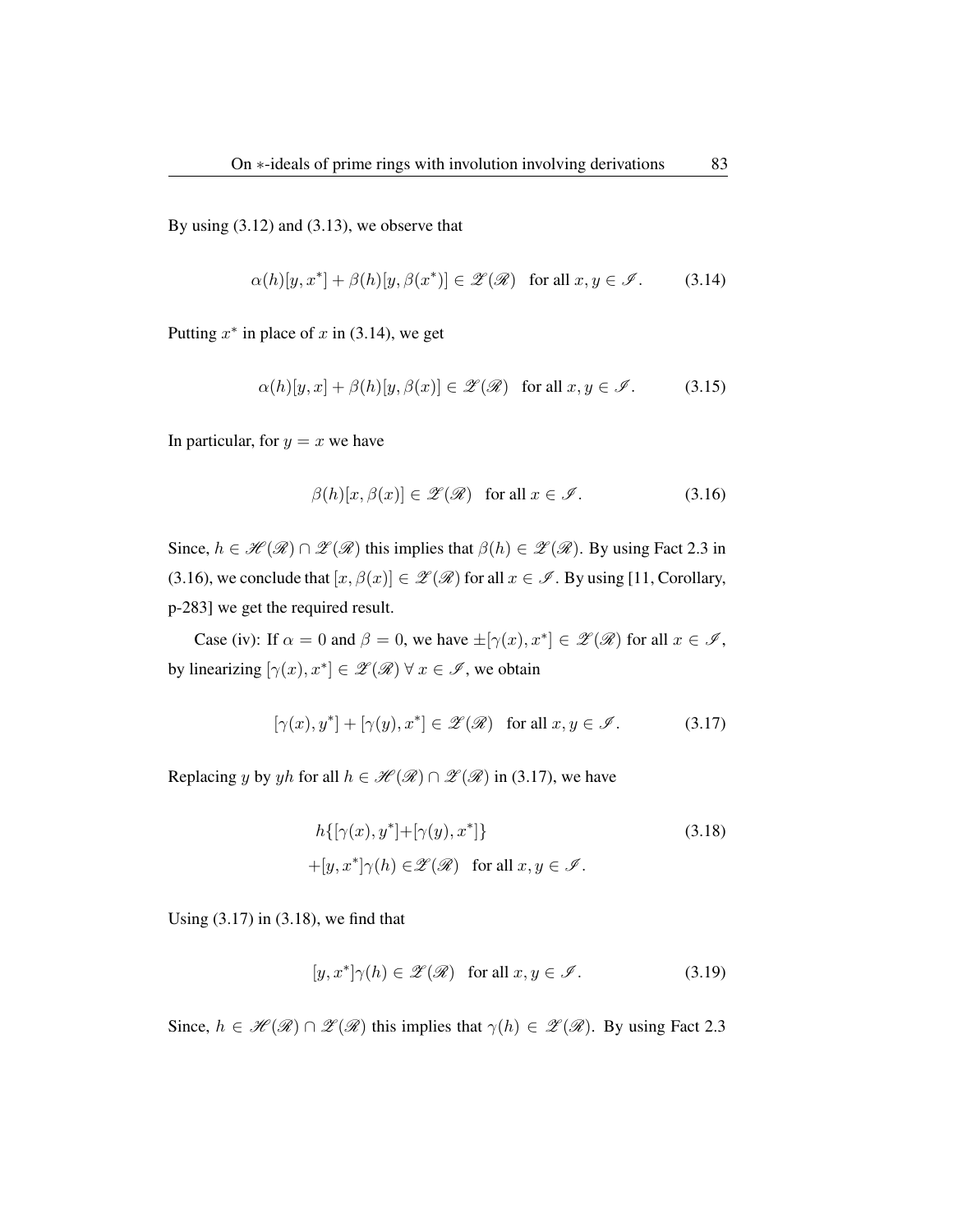By using (3.12) and (3.13), we observe that

$$\alpha(h)[y, x^*] + \beta(h)[y, \beta(x^*)] \in \mathscr{Z}(\mathscr{R}) \quad \text{for all } x, y \in \mathscr{I}. \tag{3.14}$$

Putting $x^*$ in place of $x$ in (3.14), we get

$$\alpha(h)[y, x] + \beta(h)[y, \beta(x)] \in \mathscr{Z}(\mathscr{R}) \quad \text{for all } x, y \in \mathscr{I}. \tag{3.15}$$

In particular, for $y = x$ we have

$$\beta(h)[x, \beta(x)] \in \mathscr{Z}(\mathscr{R}) \quad \text{for all } x \in \mathscr{I}. \tag{3.16}$$

Since, $h \in \mathscr{H}(\mathscr{R}) \cap \mathscr{Z}(\mathscr{R})$ this implies that $\beta(h) \in \mathscr{Z}(\mathscr{R})$. By using Fact 2.3 in (3.16), we conclude that $[x, \beta(x)] \in \mathscr{Z}(\mathscr{R})$ for all $x \in \mathscr{I}$. By using [11, Corollary, p-283] we get the required result.

Case (iv): If $\alpha = 0$ and $\beta = 0$, we have $\pm[\gamma(x), x^*] \in \mathscr{Z}(\mathscr{R})$ for all $x \in \mathscr{I}$, by linearizing $[\gamma(x), x^*] \in \mathscr{Z}(\mathscr{R}) \; \forall \; x \in \mathscr{I}$, we obtain

$$[\gamma(x), y^*] + [\gamma(y), x^*] \in \mathscr{Z}(\mathscr{R}) \quad \text{for all } x, y \in \mathscr{I}. \tag{3.17}$$

Replacing $y$ by $yh$ for all $h \in \mathscr{H}(\mathscr{R}) \cap \mathscr{Z}(\mathscr{R})$ in (3.17), we have

$$\begin{aligned} &h\{[\gamma(x), y^*] + [\gamma(y), x^*]\} \\ &+ [y, x^*]\gamma(h) \in \mathscr{Z}(\mathscr{R}) \quad \text{for all } x, y \in \mathscr{I}. \end{aligned} \tag{3.18}$$

Using (3.17) in (3.18), we find that

$$[y, x^*]\gamma(h) \in \mathscr{Z}(\mathscr{R}) \quad \text{for all } x, y \in \mathscr{I}. \tag{3.19}$$

Since, $h \in \mathscr{H}(\mathscr{R}) \cap \mathscr{Z}(\mathscr{R})$ this implies that $\gamma(h) \in \mathscr{Z}(\mathscr{R})$. By using Fact 2.3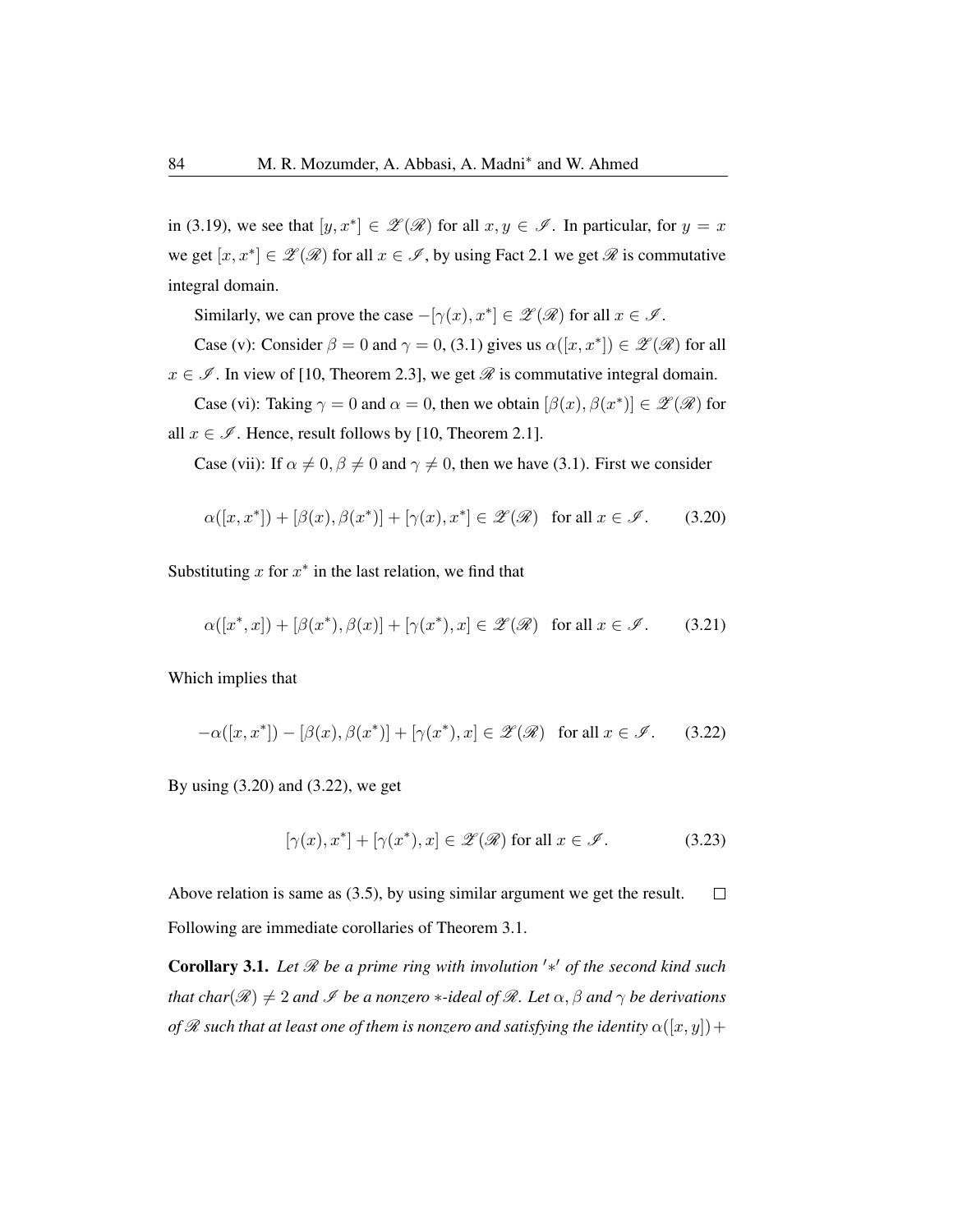in (3.19), we see that $[y, x^*] \in \mathscr{Z}(\mathscr{R})$ for all $x, y \in \mathscr{I}$. In particular, for $y = x$ we get $[x, x^*] \in \mathscr{Z}(\mathscr{R})$ for all $x \in \mathscr{I}$, by using Fact 2.1 we get $\mathscr{R}$ is commutative integral domain.

Similarly, we can prove the case $-[\gamma(x), x^*] \in \mathscr{Z}(\mathscr{R})$ for all $x \in \mathscr{I}$.

Case (v): Consider $\beta = 0$ and $\gamma = 0$, (3.1) gives us $\alpha([x, x^*]) \in \mathscr{Z}(\mathscr{R})$ for all $x \in \mathscr{I}$. In view of [10, Theorem 2.3], we get $\mathscr{R}$ is commutative integral domain.

Case (vi): Taking $\gamma = 0$ and $\alpha = 0$, then we obtain $[\beta(x), \beta(x^*)] \in \mathscr{Z}(\mathscr{R})$ for all $x \in \mathscr{I}$. Hence, result follows by [10, Theorem 2.1].

Case (vii): If $\alpha \neq 0, \beta \neq 0$ and $\gamma \neq 0$, then we have (3.1). First we consider

$$\alpha([x, x^*]) + [\beta(x), \beta(x^*)] + [\gamma(x), x^*] \in \mathscr{Z}(\mathscr{R}) \quad \text{for all } x \in \mathscr{I}. \tag{3.20}$$

Substituting $x$ for $x^*$ in the last relation, we find that

$$\alpha([x^*, x]) + [\beta(x^*), \beta(x)] + [\gamma(x^*), x] \in \mathscr{Z}(\mathscr{R}) \quad \text{for all } x \in \mathscr{I}. \tag{3.21}$$

Which implies that

$$-\alpha([x, x^*]) - [\beta(x), \beta(x^*)] + [\gamma(x^*), x] \in \mathscr{Z}(\mathscr{R}) \quad \text{for all } x \in \mathscr{I}. \tag{3.22}$$

By using (3.20) and (3.22), we get

$$[\gamma(x), x^*] + [\gamma(x^*), x] \in \mathscr{Z}(\mathscr{R}) \text{ for all } x \in \mathscr{I}. \tag{3.23}$$

Above relation is same as (3.5), by using similar argument we get the result. $\square$

Following are immediate corollaries of Theorem 3.1.

**Corollary 3.1.** *Let $\mathscr{R}$ be a prime ring with involution $'*'$ of the second kind such that char$(\mathscr{R}) \neq 2$ and $\mathscr{I}$ be a nonzero $*$-ideal of $\mathscr{R}$. Let $\alpha, \beta$ and $\gamma$ be derivations of $\mathscr{R}$ such that at least one of them is nonzero and satisfying the identity $\alpha([x, y]) +$*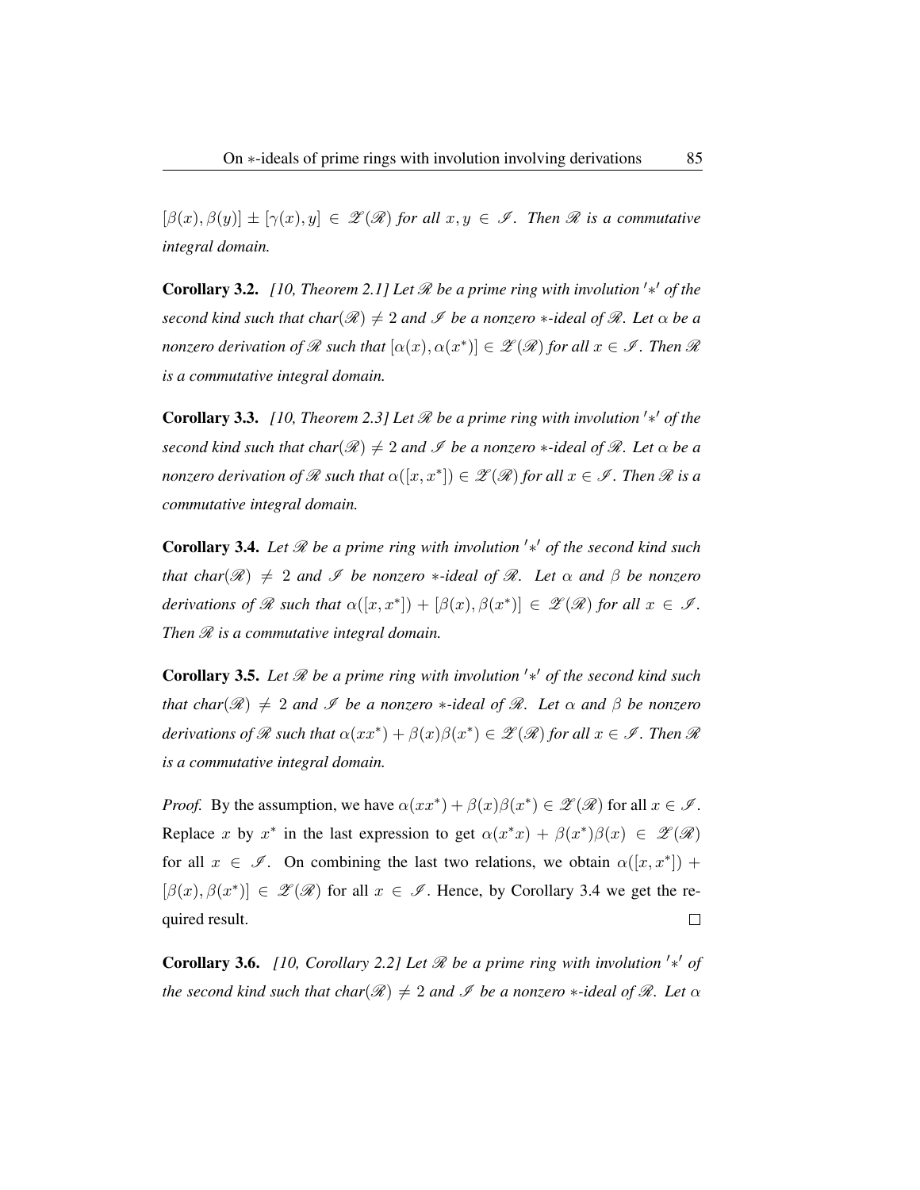$[\beta(x), \beta(y)] \pm [\gamma(x), y] \in \mathscr{Z}(\mathscr{R})$ *for all* $x, y \in \mathscr{I}$. *Then* $\mathscr{R}$ *is a commutative integral domain.*

**Corollary 3.2.** *[10, Theorem 2.1] Let* $\mathscr{R}$ *be a prime ring with involution* $'*'$ *of the second kind such that char*$(\mathscr{R}) \neq 2$ *and* $\mathscr{I}$ *be a nonzero* $*$*-ideal of* $\mathscr{R}$*. Let* $\alpha$ *be a nonzero derivation of* $\mathscr{R}$ *such that* $[\alpha(x), \alpha(x^*)] \in \mathscr{Z}(\mathscr{R})$ *for all* $x \in \mathscr{I}$*. Then* $\mathscr{R}$ *is a commutative integral domain.*

**Corollary 3.3.** *[10, Theorem 2.3] Let* $\mathscr{R}$ *be a prime ring with involution* $'*'$ *of the second kind such that char*$(\mathscr{R}) \neq 2$ *and* $\mathscr{I}$ *be a nonzero* $*$*-ideal of* $\mathscr{R}$*. Let* $\alpha$ *be a nonzero derivation of* $\mathscr{R}$ *such that* $\alpha([x, x^*]) \in \mathscr{Z}(\mathscr{R})$ *for all* $x \in \mathscr{I}$*. Then* $\mathscr{R}$ *is a commutative integral domain.*

**Corollary 3.4.** *Let* $\mathscr{R}$ *be a prime ring with involution* $'*'$ *of the second kind such that char*$(\mathscr{R}) \neq 2$ *and* $\mathscr{I}$ *be nonzero* $*$*-ideal of* $\mathscr{R}$*. Let* $\alpha$ *and* $\beta$ *be nonzero derivations of* $\mathscr{R}$ *such that* $\alpha([x, x^*]) + [\beta(x), \beta(x^*)] \in \mathscr{Z}(\mathscr{R})$ *for all* $x \in \mathscr{I}$*. Then* $\mathscr{R}$ *is a commutative integral domain.*

**Corollary 3.5.** *Let* $\mathscr{R}$ *be a prime ring with involution* $'*'$ *of the second kind such that char*$(\mathscr{R}) \neq 2$ *and* $\mathscr{I}$ *be a nonzero* $*$*-ideal of* $\mathscr{R}$*. Let* $\alpha$ *and* $\beta$ *be nonzero derivations of* $\mathscr{R}$ *such that* $\alpha(xx^*) + \beta(x)\beta(x^*) \in \mathscr{Z}(\mathscr{R})$ *for all* $x \in \mathscr{I}$*. Then* $\mathscr{R}$ *is a commutative integral domain.*

*Proof.* By the assumption, we have $\alpha(xx^*) + \beta(x)\beta(x^*) \in \mathscr{Z}(\mathscr{R})$ for all $x \in \mathscr{I}$. Replace $x$ by $x^*$ in the last expression to get $\alpha(x^*x) + \beta(x^*)\beta(x) \in \mathscr{Z}(\mathscr{R})$ for all $x \in \mathscr{I}$. On combining the last two relations, we obtain $\alpha([x, x^*]) + [\beta(x), \beta(x^*)] \in \mathscr{Z}(\mathscr{R})$ for all $x \in \mathscr{I}$. Hence, by Corollary 3.4 we get the required result. $\square$

**Corollary 3.6.** *[10, Corollary 2.2] Let* $\mathscr{R}$ *be a prime ring with involution* $'*'$ *of the second kind such that char*$(\mathscr{R}) \neq 2$ *and* $\mathscr{I}$ *be a nonzero* $*$*-ideal of* $\mathscr{R}$*. Let* $\alpha$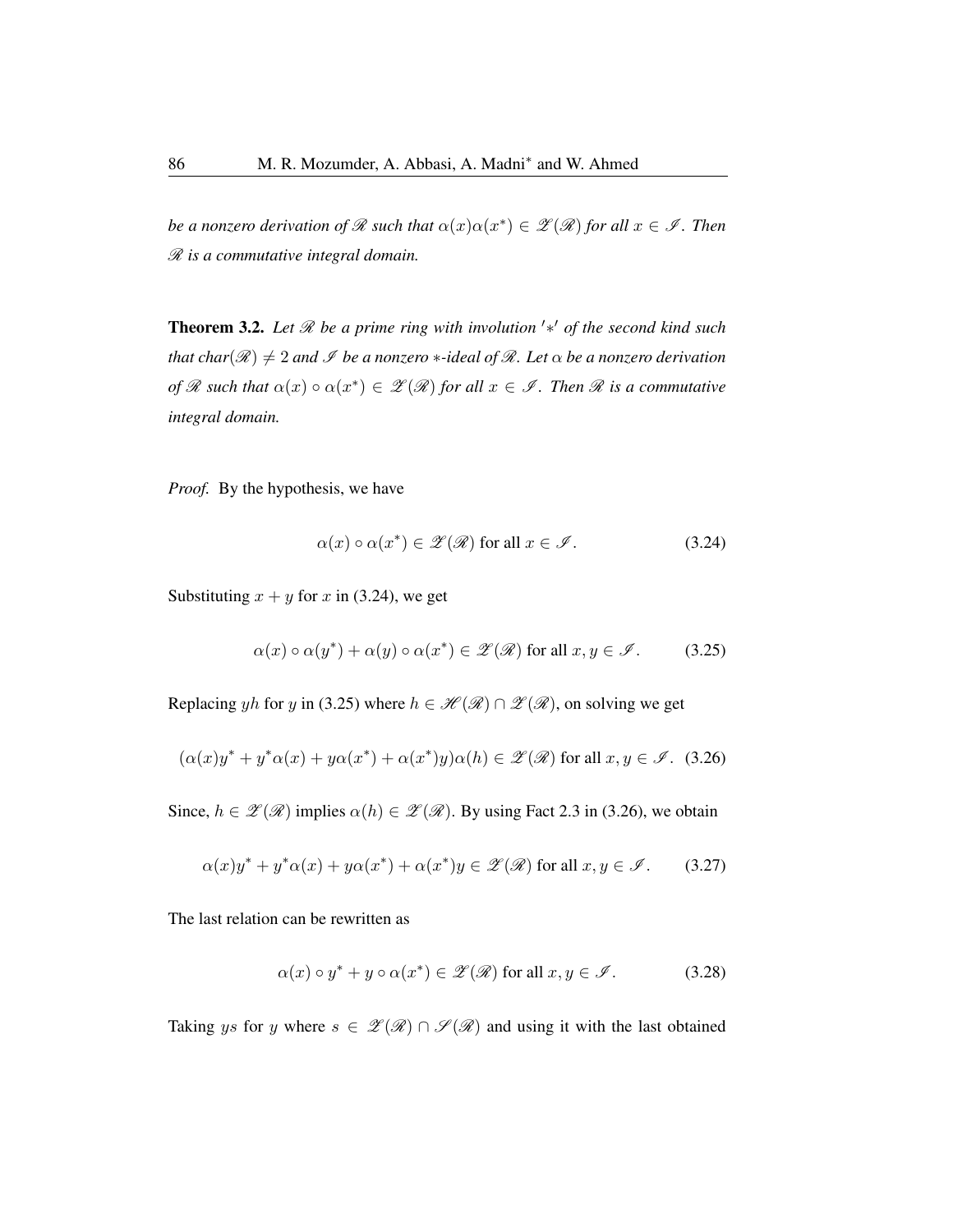*be a nonzero derivation of $\mathscr{R}$ such that $\alpha(x)\alpha(x^*) \in \mathscr{Z}(\mathscr{R})$ for all $x \in \mathscr{I}$. Then $\mathscr{R}$ is a commutative integral domain.*

**Theorem 3.2.** *Let $\mathscr{R}$ be a prime ring with involution $'*'$ of the second kind such that char$(\mathscr{R}) \neq 2$ and $\mathscr{I}$ be a nonzero $*$-ideal of $\mathscr{R}$. Let $\alpha$ be a nonzero derivation of $\mathscr{R}$ such that $\alpha(x) \circ \alpha(x^*) \in \mathscr{Z}(\mathscr{R})$ for all $x \in \mathscr{I}$. Then $\mathscr{R}$ is a commutative integral domain.*

*Proof.* By the hypothesis, we have

$$\alpha(x) \circ \alpha(x^*) \in \mathscr{Z}(\mathscr{R}) \text{ for all } x \in \mathscr{I}. \tag{3.24}$$

Substituting $x + y$ for $x$ in (3.24), we get

$$\alpha(x) \circ \alpha(y^*) + \alpha(y) \circ \alpha(x^*) \in \mathscr{Z}(\mathscr{R}) \text{ for all } x, y \in \mathscr{I}. \tag{3.25}$$

Replacing $yh$ for $y$ in (3.25) where $h \in \mathscr{H}(\mathscr{R}) \cap \mathscr{Z}(\mathscr{R})$, on solving we get

$$(\alpha(x)y^* + y^*\alpha(x) + y\alpha(x^*) + \alpha(x^*)y)\alpha(h) \in \mathscr{Z}(\mathscr{R}) \text{ for all } x, y \in \mathscr{I}. \tag{3.26}$$

Since, $h \in \mathscr{Z}(\mathscr{R})$ implies $\alpha(h) \in \mathscr{Z}(\mathscr{R})$. By using Fact 2.3 in (3.26), we obtain

$$\alpha(x)y^* + y^*\alpha(x) + y\alpha(x^*) + \alpha(x^*)y \in \mathscr{Z}(\mathscr{R}) \text{ for all } x, y \in \mathscr{I}. \tag{3.27}$$

The last relation can be rewritten as

$$\alpha(x) \circ y^* + y \circ \alpha(x^*) \in \mathscr{Z}(\mathscr{R}) \text{ for all } x, y \in \mathscr{I}. \tag{3.28}$$

Taking $ys$ for $y$ where $s \in \mathscr{Z}(\mathscr{R}) \cap \mathscr{S}(\mathscr{R})$ and using it with the last obtained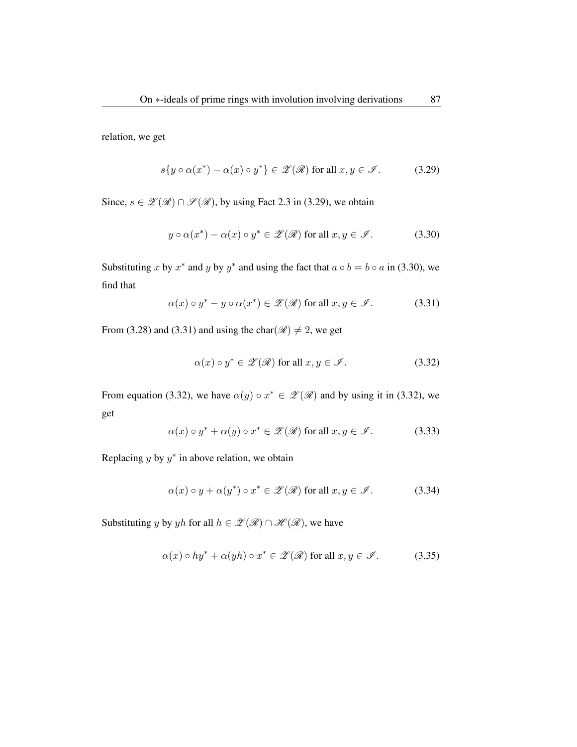relation, we get

$$s\{y \circ \alpha(x^*) - \alpha(x) \circ y^*\} \in \mathscr{Z}(\mathscr{R}) \text{ for all } x, y \in \mathscr{I}. \tag{3.29}$$

Since, $s \in \mathscr{Z}(\mathscr{R}) \cap \mathscr{S}(\mathscr{R})$, by using Fact 2.3 in (3.29), we obtain

$$y \circ \alpha(x^*) - \alpha(x) \circ y^* \in \mathscr{Z}(\mathscr{R}) \text{ for all } x, y \in \mathscr{I}. \tag{3.30}$$

Substituting $x$ by $x^*$ and $y$ by $y^*$ and using the fact that $a \circ b = b \circ a$ in (3.30), we find that

$$\alpha(x) \circ y^* - y \circ \alpha(x^*) \in \mathscr{Z}(\mathscr{R}) \text{ for all } x, y \in \mathscr{I}. \tag{3.31}$$

From (3.28) and (3.31) and using the $\text{char}(\mathscr{R}) \neq 2$, we get

$$\alpha(x) \circ y^* \in \mathscr{Z}(\mathscr{R}) \text{ for all } x, y \in \mathscr{I}. \tag{3.32}$$

From equation (3.32), we have $\alpha(y) \circ x^* \in \mathscr{Z}(\mathscr{R})$ and by using it in (3.32), we get

$$\alpha(x) \circ y^* + \alpha(y) \circ x^* \in \mathscr{Z}(\mathscr{R}) \text{ for all } x, y \in \mathscr{I}. \tag{3.33}$$

Replacing $y$ by $y^*$ in above relation, we obtain

$$\alpha(x) \circ y + \alpha(y^*) \circ x^* \in \mathscr{Z}(\mathscr{R}) \text{ for all } x, y \in \mathscr{I}. \tag{3.34}$$

Substituting $y$ by $yh$ for all $h \in \mathscr{Z}(\mathscr{R}) \cap \mathscr{H}(\mathscr{R})$, we have

$$\alpha(x) \circ hy^* + \alpha(yh) \circ x^* \in \mathscr{Z}(\mathscr{R}) \text{ for all } x, y \in \mathscr{I}. \tag{3.35}$$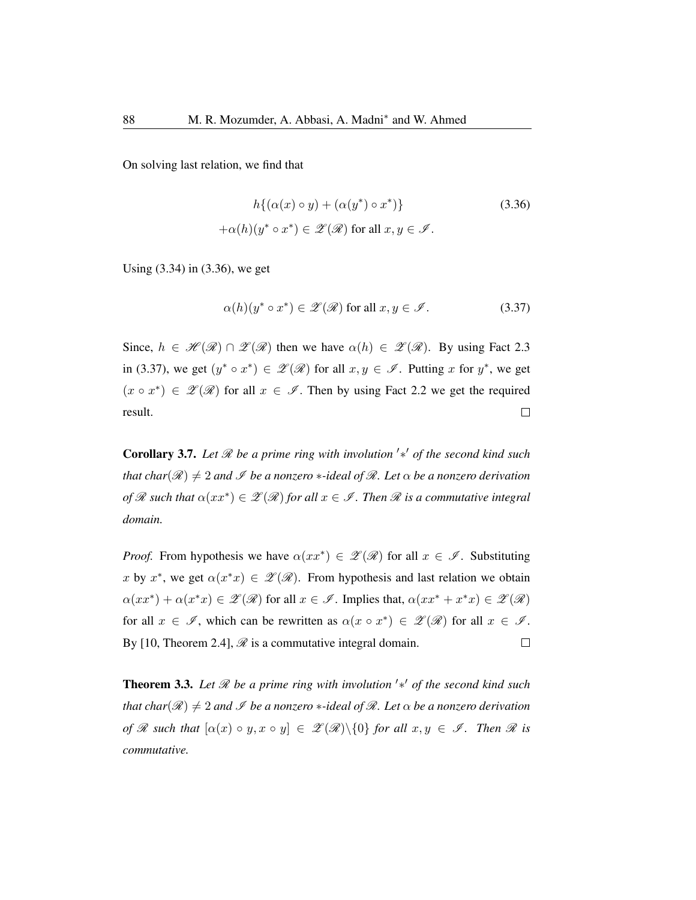On solving last relation, we find that

$$h\{(\alpha(x) \circ y) + (\alpha(y^*) \circ x^*)\} \\ +\alpha(h)(y^* \circ x^*) \in \mathscr{Z}(\mathscr{R}) \text{ for all } x, y \in \mathscr{I}. \tag{3.36}$$

Using (3.34) in (3.36), we get

$$\alpha(h)(y^* \circ x^*) \in \mathscr{Z}(\mathscr{R}) \text{ for all } x, y \in \mathscr{I}. \tag{3.37}$$

Since, $h \in \mathscr{H}(\mathscr{R}) \cap \mathscr{Z}(\mathscr{R})$ then we have $\alpha(h) \in \mathscr{Z}(\mathscr{R})$. By using Fact 2.3 in (3.37), we get $(y^* \circ x^*) \in \mathscr{Z}(\mathscr{R})$ for all $x, y \in \mathscr{I}$. Putting $x$ for $y^*$, we get $(x \circ x^*) \in \mathscr{Z}(\mathscr{R})$ for all $x \in \mathscr{I}$. Then by using Fact 2.2 we get the required result. $\square$

**Corollary 3.7.** *Let $\mathscr{R}$ be a prime ring with involution $'*'$ of the second kind such that char$(\mathscr{R}) \neq 2$ and $\mathscr{I}$ be a nonzero $*$-ideal of $\mathscr{R}$. Let $\alpha$ be a nonzero derivation of $\mathscr{R}$ such that $\alpha(xx^*) \in \mathscr{Z}(\mathscr{R})$ for all $x \in \mathscr{I}$. Then $\mathscr{R}$ is a commutative integral domain.*

*Proof.* From hypothesis we have $\alpha(xx^*) \in \mathscr{Z}(\mathscr{R})$ for all $x \in \mathscr{I}$. Substituting $x$ by $x^*$, we get $\alpha(x^*x) \in \mathscr{Z}(\mathscr{R})$. From hypothesis and last relation we obtain $\alpha(xx^*) + \alpha(x^*x) \in \mathscr{Z}(\mathscr{R})$ for all $x \in \mathscr{I}$. Implies that, $\alpha(xx^* + x^*x) \in \mathscr{Z}(\mathscr{R})$ for all $x \in \mathscr{I}$, which can be rewritten as $\alpha(x \circ x^*) \in \mathscr{Z}(\mathscr{R})$ for all $x \in \mathscr{I}$. By [10, Theorem 2.4], $\mathscr{R}$ is a commutative integral domain. $\square$

**Theorem 3.3.** *Let $\mathscr{R}$ be a prime ring with involution $'*'$ of the second kind such that char$(\mathscr{R}) \neq 2$ and $\mathscr{I}$ be a nonzero $*$-ideal of $\mathscr{R}$. Let $\alpha$ be a nonzero derivation of $\mathscr{R}$ such that $[\alpha(x) \circ y, x \circ y] \in \mathscr{Z}(\mathscr{R})\backslash\{0\}$ for all $x, y \in \mathscr{I}$. Then $\mathscr{R}$ is commutative.*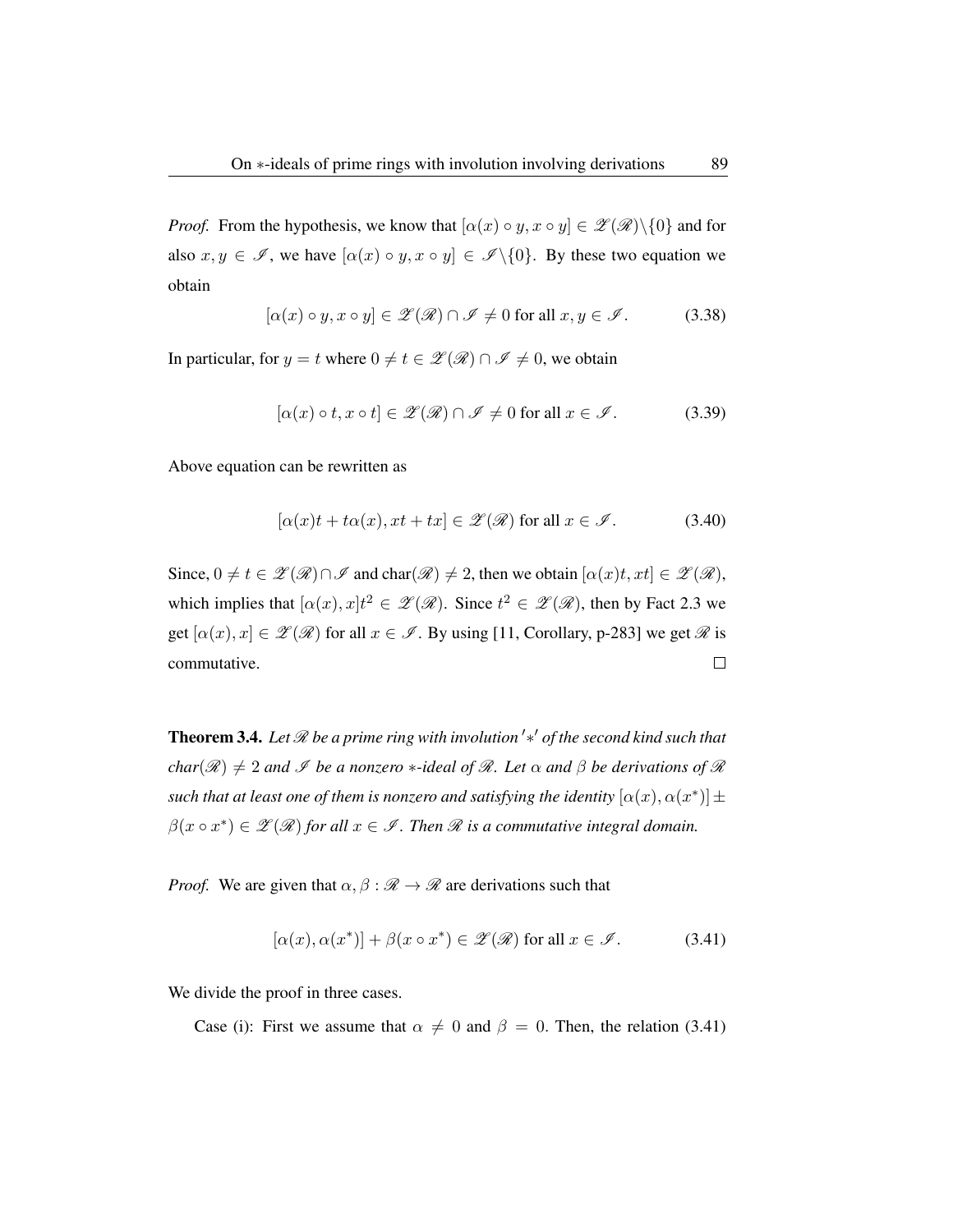*Proof.* From the hypothesis, we know that $[\alpha(x) \circ y, x \circ y] \in \mathscr{Z}(\mathscr{R})\backslash\{0\}$ and for also $x, y \in \mathscr{I}$, we have $[\alpha(x) \circ y, x \circ y] \in \mathscr{I}\backslash\{0\}$. By these two equation we obtain

$$[\alpha(x) \circ y, x \circ y] \in \mathscr{Z}(\mathscr{R}) \cap \mathscr{I} \neq 0 \text{ for all } x, y \in \mathscr{I}. \tag{3.38}$$

In particular, for $y = t$ where $0 \neq t \in \mathscr{Z}(\mathscr{R}) \cap \mathscr{I} \neq 0$, we obtain

$$[\alpha(x) \circ t, x \circ t] \in \mathscr{Z}(\mathscr{R}) \cap \mathscr{I} \neq 0 \text{ for all } x \in \mathscr{I}. \tag{3.39}$$

Above equation can be rewritten as

$$[\alpha(x)t + t\alpha(x), xt + tx] \in \mathscr{Z}(\mathscr{R}) \text{ for all } x \in \mathscr{I}. \tag{3.40}$$

Since, $0 \neq t \in \mathscr{Z}(\mathscr{R}) \cap \mathscr{I}$ and $\text{char}(\mathscr{R}) \neq 2$, then we obtain $[\alpha(x)t, xt] \in \mathscr{Z}(\mathscr{R})$, which implies that $[\alpha(x), x]t^2 \in \mathscr{Z}(\mathscr{R})$. Since $t^2 \in \mathscr{Z}(\mathscr{R})$, then by Fact 2.3 we get $[\alpha(x), x] \in \mathscr{Z}(\mathscr{R})$ for all $x \in \mathscr{I}$. By using [11, Corollary, p-283] we get $\mathscr{R}$ is commutative. $\square$

**Theorem 3.4.** *Let $\mathscr{R}$ be a prime ring with involution $'*'$ of the second kind such that char($\mathscr{R}$) $\neq 2$ and $\mathscr{I}$ be a nonzero $*$-ideal of $\mathscr{R}$. Let $\alpha$ and $\beta$ be derivations of $\mathscr{R}$ such that at least one of them is nonzero and satisfying the identity $[\alpha(x), \alpha(x^*)] \pm \beta(x \circ x^*) \in \mathscr{Z}(\mathscr{R})$ for all $x \in \mathscr{I}$. Then $\mathscr{R}$ is a commutative integral domain.*

*Proof.* We are given that $\alpha, \beta : \mathscr{R} \to \mathscr{R}$ are derivations such that

$$[\alpha(x), \alpha(x^*)] + \beta(x \circ x^*) \in \mathscr{Z}(\mathscr{R}) \text{ for all } x \in \mathscr{I}. \tag{3.41}$$

We divide the proof in three cases.

Case (i): First we assume that $\alpha \neq 0$ and $\beta = 0$. Then, the relation (3.41)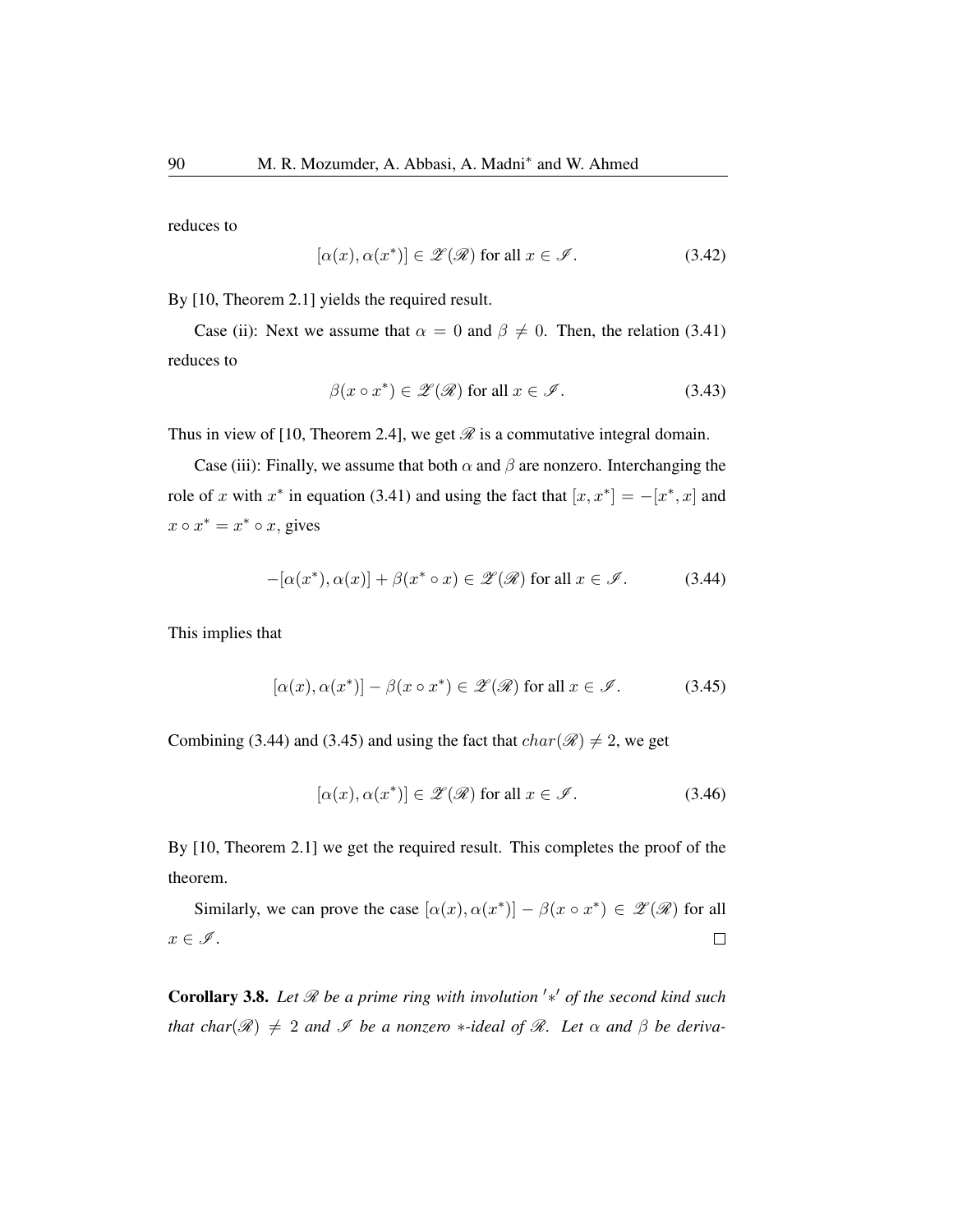reduces to

$$[\alpha(x), \alpha(x^*)] \in \mathscr{Z}(\mathscr{R}) \text{ for all } x \in \mathscr{I}. \tag{3.42}$$

By [10, Theorem 2.1] yields the required result.

Case (ii): Next we assume that $\alpha = 0$ and $\beta \neq 0$. Then, the relation (3.41) reduces to

$$\beta(x \circ x^*) \in \mathscr{Z}(\mathscr{R}) \text{ for all } x \in \mathscr{I}. \tag{3.43}$$

Thus in view of [10, Theorem 2.4], we get $\mathscr{R}$ is a commutative integral domain.

Case (iii): Finally, we assume that both $\alpha$ and $\beta$ are nonzero. Interchanging the role of $x$ with $x^*$ in equation (3.41) and using the fact that $[x, x^*] = -[x^*, x]$ and $x \circ x^* = x^* \circ x$, gives

$$-[\alpha(x^*), \alpha(x)] + \beta(x^* \circ x) \in \mathscr{Z}(\mathscr{R}) \text{ for all } x \in \mathscr{I}. \tag{3.44}$$

This implies that

$$[\alpha(x), \alpha(x^*)] - \beta(x \circ x^*) \in \mathscr{Z}(\mathscr{R}) \text{ for all } x \in \mathscr{I}. \tag{3.45}$$

Combining (3.44) and (3.45) and using the fact that $char(\mathscr{R}) \neq 2$, we get

$$[\alpha(x), \alpha(x^*)] \in \mathscr{Z}(\mathscr{R}) \text{ for all } x \in \mathscr{I}. \tag{3.46}$$

By [10, Theorem 2.1] we get the required result. This completes the proof of the theorem.

Similarly, we can prove the case $[\alpha(x), \alpha(x^*)] - \beta(x \circ x^*) \in \mathscr{Z}(\mathscr{R})$ for all $x \in \mathscr{I}$. $\square$

**Corollary 3.8.** *Let $\mathscr{R}$ be a prime ring with involution $'*'$ of the second kind such that char($\mathscr{R}$) $\neq 2$ and $\mathscr{I}$ be a nonzero $*$-ideal of $\mathscr{R}$. Let $\alpha$ and $\beta$ be deriva-*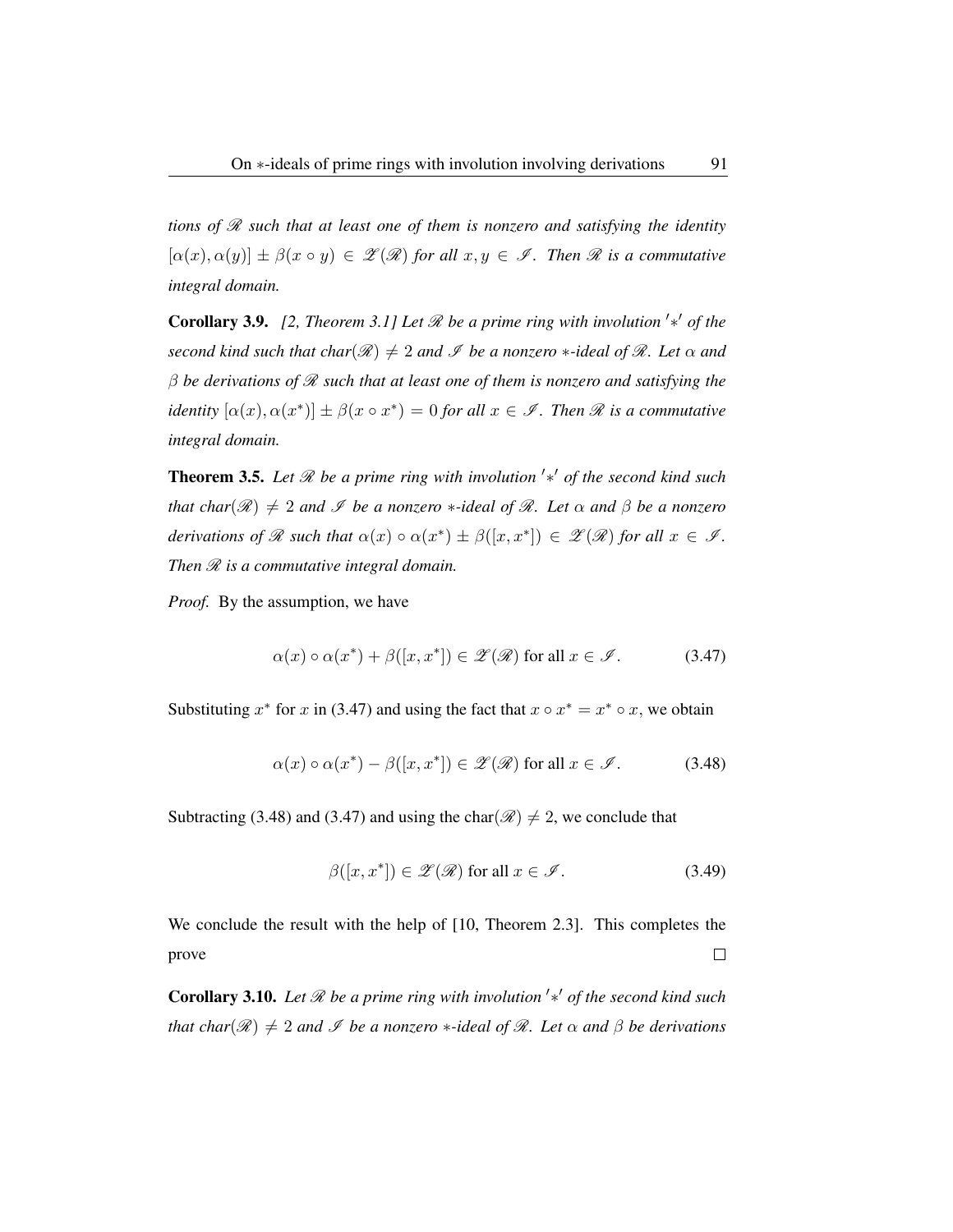*tions of $\mathscr{R}$ such that at least one of them is nonzero and satisfying the identity $[\alpha(x), \alpha(y)] \pm \beta(x \circ y) \in \mathscr{Z}(\mathscr{R})$ for all $x, y \in \mathscr{I}$. Then $\mathscr{R}$ is a commutative integral domain.*

**Corollary 3.9.** *[2, Theorem 3.1] Let $\mathscr{R}$ be a prime ring with involution $'*'$ of the second kind such that char$(\mathscr{R}) \neq 2$ and $\mathscr{I}$ be a nonzero $*$-ideal of $\mathscr{R}$. Let $\alpha$ and $\beta$ be derivations of $\mathscr{R}$ such that at least one of them is nonzero and satisfying the identity $[\alpha(x), \alpha(x^*)] \pm \beta(x \circ x^*) = 0$ for all $x \in \mathscr{I}$. Then $\mathscr{R}$ is a commutative integral domain.*

**Theorem 3.5.** *Let $\mathscr{R}$ be a prime ring with involution $'*'$ of the second kind such that char$(\mathscr{R}) \neq 2$ and $\mathscr{I}$ be a nonzero $*$-ideal of $\mathscr{R}$. Let $\alpha$ and $\beta$ be a nonzero derivations of $\mathscr{R}$ such that $\alpha(x) \circ \alpha(x^*) \pm \beta([x, x^*]) \in \mathscr{Z}(\mathscr{R})$ for all $x \in \mathscr{I}$. Then $\mathscr{R}$ is a commutative integral domain.*

*Proof.* By the assumption, we have

$$\alpha(x) \circ \alpha(x^*) + \beta([x, x^*]) \in \mathscr{Z}(\mathscr{R}) \text{ for all } x \in \mathscr{I}. \tag{3.47}$$

Substituting $x^*$ for $x$ in (3.47) and using the fact that $x \circ x^* = x^* \circ x$, we obtain

$$\alpha(x) \circ \alpha(x^*) - \beta([x, x^*]) \in \mathscr{Z}(\mathscr{R}) \text{ for all } x \in \mathscr{I}. \tag{3.48}$$

Subtracting (3.48) and (3.47) and using the char$(\mathscr{R}) \neq 2$, we conclude that

$$\beta([x, x^*]) \in \mathscr{Z}(\mathscr{R}) \text{ for all } x \in \mathscr{I}. \tag{3.49}$$

We conclude the result with the help of [10, Theorem 2.3]. This completes the prove $\square$

**Corollary 3.10.** *Let $\mathscr{R}$ be a prime ring with involution $'*'$ of the second kind such that char$(\mathscr{R}) \neq 2$ and $\mathscr{I}$ be a nonzero $*$-ideal of $\mathscr{R}$. Let $\alpha$ and $\beta$ be derivations*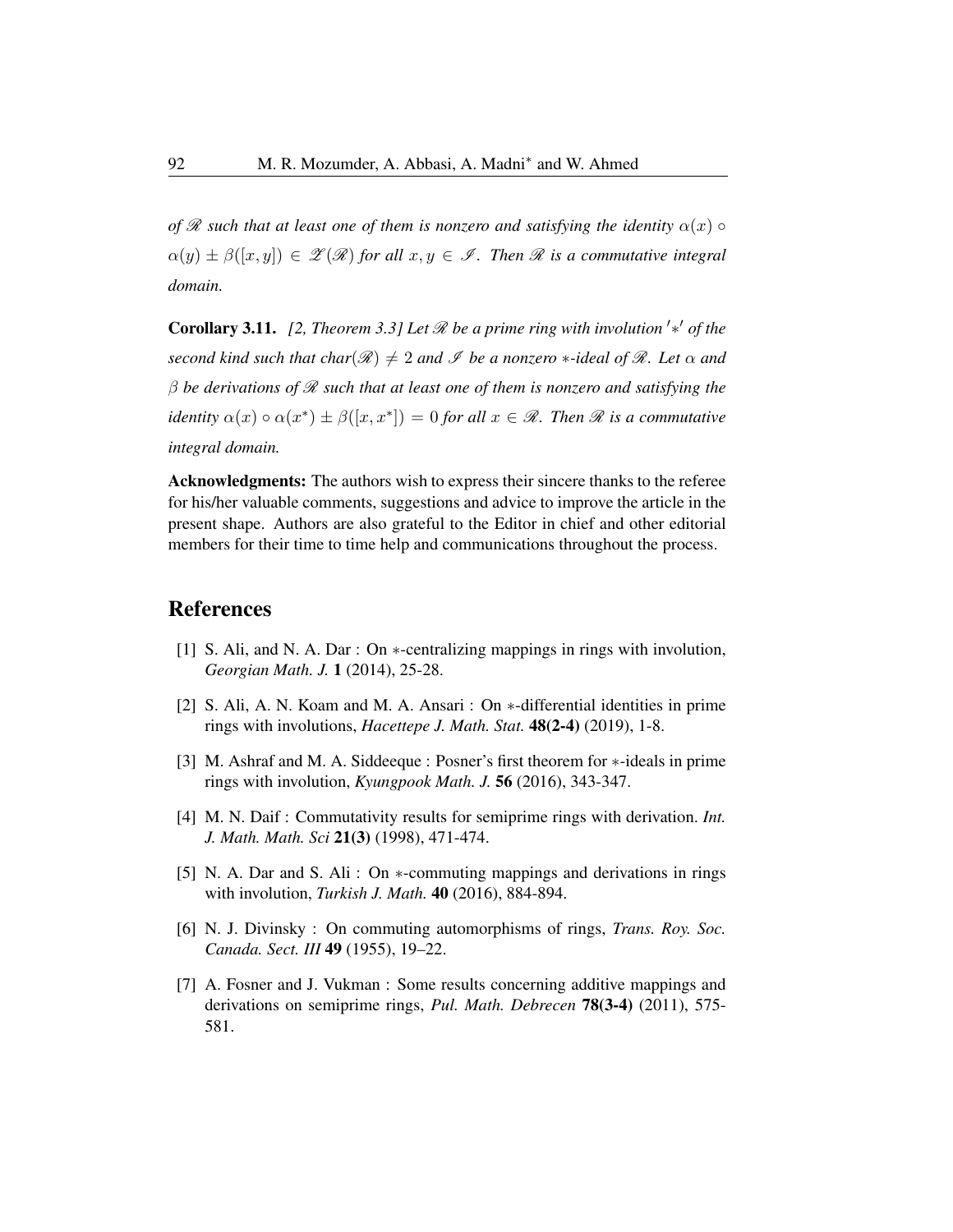*of $\mathscr{R}$ such that at least one of them is nonzero and satisfying the identity $\alpha(x) \circ \alpha(y) \pm \beta([x,y]) \in \mathscr{Z}(\mathscr{R})$ for all $x, y \in \mathscr{I}$. Then $\mathscr{R}$ is a commutative integral domain.*

**Corollary 3.11.** *[2, Theorem 3.3] Let $\mathscr{R}$ be a prime ring with involution $'*'$ of the second kind such that char$(\mathscr{R}) \neq 2$ and $\mathscr{I}$ be a nonzero $*$-ideal of $\mathscr{R}$. Let $\alpha$ and $\beta$ be derivations of $\mathscr{R}$ such that at least one of them is nonzero and satisfying the identity $\alpha(x) \circ \alpha(x^*) \pm \beta([x, x^*]) = 0$ for all $x \in \mathscr{R}$. Then $\mathscr{R}$ is a commutative integral domain.*

**Acknowledgments:** The authors wish to express their sincere thanks to the referee for his/her valuable comments, suggestions and advice to improve the article in the present shape. Authors are also grateful to the Editor in chief and other editorial members for their time to time help and communications throughout the process.

## References

[1] S. Ali, and N. A. Dar : On $*$-centralizing mappings in rings with involution, *Georgian Math. J.* **1** (2014), 25-28.

[2] S. Ali, A. N. Koam and M. A. Ansari : On $*$-differential identities in prime rings with involutions, *Hacettepe J. Math. Stat.* **48(2-4)** (2019), 1-8.

[3] M. Ashraf and M. A. Siddeeque : Posner's first theorem for $*$-ideals in prime rings with involution, *Kyungpook Math. J.* **56** (2016), 343-347.

[4] M. N. Daif : Commutativity results for semiprime rings with derivation. *Int. J. Math. Math. Sci* **21(3)** (1998), 471-474.

[5] N. A. Dar and S. Ali : On $*$-commuting mappings and derivations in rings with involution, *Turkish J. Math.* **40** (2016), 884-894.

[6] N. J. Divinsky : On commuting automorphisms of rings, *Trans. Roy. Soc. Canada. Sect. III* **49** (1955), 19–22.

[7] A. Fosner and J. Vukman : Some results concerning additive mappings and derivations on semiprime rings, *Pul. Math. Debrecen* **78(3-4)** (2011), 575-581.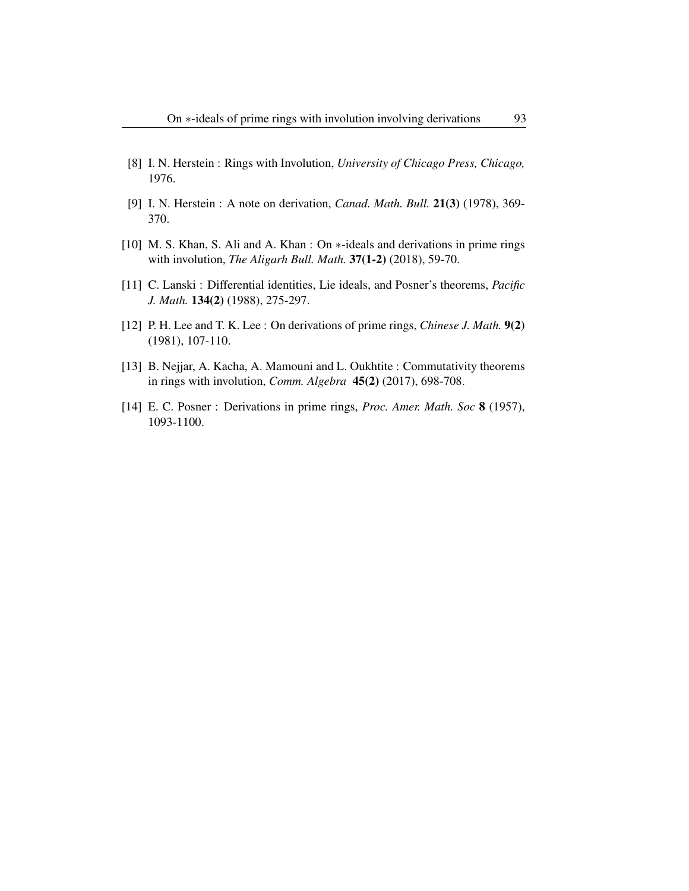[8] I. N. Herstein : Rings with Involution, *University of Chicago Press, Chicago,* 1976.

[9] I. N. Herstein : A note on derivation, *Canad. Math. Bull.* **21(3)** (1978), 369-370.

[10] M. S. Khan, S. Ali and A. Khan : On $*$-ideals and derivations in prime rings with involution, *The Aligarh Bull. Math.* **37(1-2)** (2018), 59-70.

[11] C. Lanski : Differential identities, Lie ideals, and Posner's theorems, *Pacific J. Math.* **134(2)** (1988), 275-297.

[12] P. H. Lee and T. K. Lee : On derivations of prime rings, *Chinese J. Math.* **9(2)** (1981), 107-110.

[13] B. Nejjar, A. Kacha, A. Mamouni and L. Oukhtite : Commutativity theorems in rings with involution, *Comm. Algebra* **45(2)** (2017), 698-708.

[14] E. C. Posner : Derivations in prime rings, *Proc. Amer. Math. Soc* **8** (1957), 1093-1100.